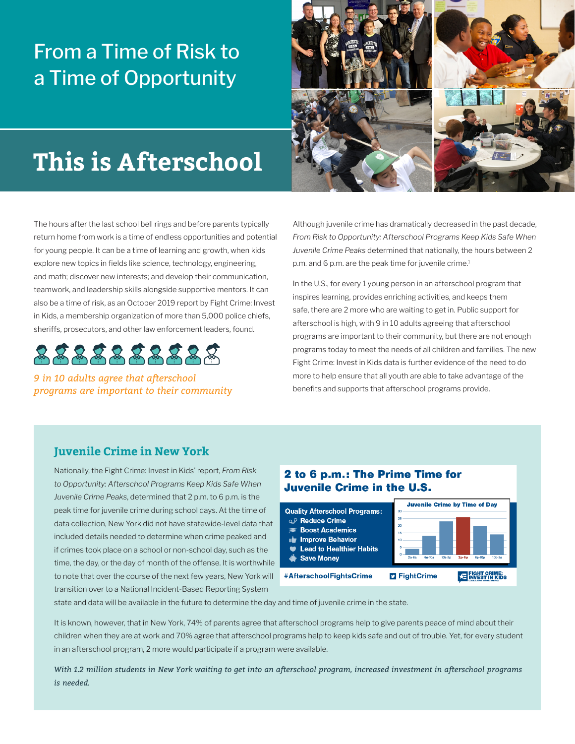# From a Time of Risk to a Time of Opportunity

# This is Afterschool

The hours after the last school bell rings and before parents typically return home from work is a time of endless opportunities and potential for young people. It can be a time of learning and growth, when kids explore new topics in fields like science, technology, engineering, and math; discover new interests; and develop their communication, teamwork, and leadership skills alongside supportive mentors. It can also be a time of risk, as an October 2019 report by Fight Crime: Invest in Kids, a membership organization of more than 5,000 police chiefs, sheriffs, prosecutors, and other law enforcement leaders, found.

*9 in 10 adults agree that afterschool programs are important to their community*

Although juvenile crime has dramatically decreased in the past decade, *From Risk to Opportunity: Afterschool Programs Keep Kids Safe When Juvenile Crime Peaks* determined that nationally, the hours between 2 p.m. and 6 p.m. are the peak time for juvenile crime.[1]

In the U.S., for every 1 young person in an afterschool program that inspires learning, provides enriching activities, and keeps them safe, there are 2 more who are waiting to get in. Public support for afterschool is high, with 9 in 10 adults agreeing that afterschool programs are important to their community, but there are not enough programs today to meet the needs of all children and families. The new Fight Crime: Invest in Kids data is further evidence of the need to do more to help ensure that all youth are able to take advantage of the benefits and supports that afterschool programs provide.

## Juvenile Crime in New York

Nationally, the Fight Crime: Invest in Kids' report, *From Risk to Opportunity: Afterschool Programs Keep Kids Safe When Juvenile Crime Peaks*, determined that 2 p.m. to 6 p.m. is the peak time for juvenile crime during school days. At the time of data collection, New York did not have statewide-level data that included details needed to determine when crime peaked and if crimes took place on a school or non-school day, such as the time, the day, or the day of month of the offense. It is worthwhile to note that over the course of the next few years, New York will transition over to a National Incident-Based Reporting System state and data will be available in the future to determine the day and time of juvenile crime in the state.

**2 to 6 p.m.: The Prime Time for Juvenile Crime in the U.S.**

**Quality Afterschool Programs:**
- Reduce Crime
- Boost Academics
- Improve Behavior
- Lead to Healthier Habits
- Save Money

**Juvenile Crime by Time of Day**

| Time | Approx. value |
|---|---|
| 2a-6a | 3 |
| 6a-10a | 13 |
| 10a-2p | 23 |
| 2p-6p | 26 |
| 6p-10p | 20 |
| 10p-2a | 14 |

#AfterschoolFightsCrime FightCrime FIGHT CRIME: INVEST IN KIDS

It is known, however, that in New York, 74% of parents agree that afterschool programs help to give parents peace of mind about their children when they are at work and 70% agree that afterschool programs help to keep kids safe and out of trouble. Yet, for every student in an afterschool program, 2 more would participate if a program were available.

*With 1.2 million students in New York waiting to get into an afterschool program, increased investment in afterschool programs is needed.*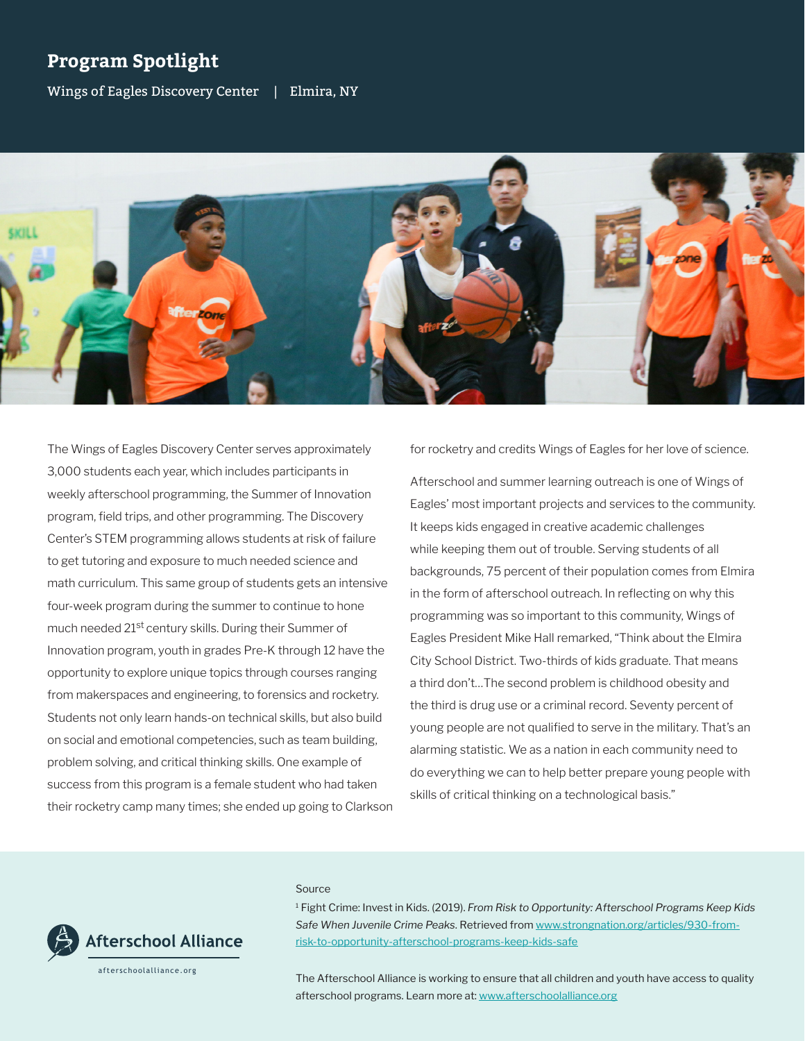# Program Spotlight

Wings of Eagles Discovery Center | Elmira, NY

The Wings of Eagles Discovery Center serves approximately 3,000 students each year, which includes participants in weekly afterschool programming, the Summer of Innovation program, field trips, and other programming. The Discovery Center's STEM programming allows students at risk of failure to get tutoring and exposure to much needed science and math curriculum. This same group of students gets an intensive four-week program during the summer to continue to hone much needed 21st century skills. During their Summer of Innovation program, youth in grades Pre-K through 12 have the opportunity to explore unique topics through courses ranging from makerspaces and engineering, to forensics and rocketry. Students not only learn hands-on technical skills, but also build on social and emotional competencies, such as team building, problem solving, and critical thinking skills. One example of success from this program is a female student who had taken their rocketry camp many times; she ended up going to Clarkson for rocketry and credits Wings of Eagles for her love of science.

Afterschool and summer learning outreach is one of Wings of Eagles' most important projects and services to the community. It keeps kids engaged in creative academic challenges while keeping them out of trouble. Serving students of all backgrounds, 75 percent of their population comes from Elmira in the form of afterschool outreach. In reflecting on why this programming was so important to this community, Wings of Eagles President Mike Hall remarked, "Think about the Elmira City School District. Two-thirds of kids graduate. That means a third don't…The second problem is childhood obesity and the third is drug use or a criminal record. Seventy percent of young people are not qualified to serve in the military. That's an alarming statistic. We as a nation in each community need to do everything we can to help better prepare young people with skills of critical thinking on a technological basis."

Source

[1] Fight Crime: Invest in Kids. (2019). *From Risk to Opportunity: Afterschool Programs Keep Kids Safe When Juvenile Crime Peaks.* Retrieved from www.strongnation.org/articles/930-from-risk-to-opportunity-afterschool-programs-keep-kids-safe

The Afterschool Alliance is working to ensure that all children and youth have access to quality afterschool programs. Learn more at: www.afterschoolalliance.org

Afterschool Alliance

afterschoolalliance.org